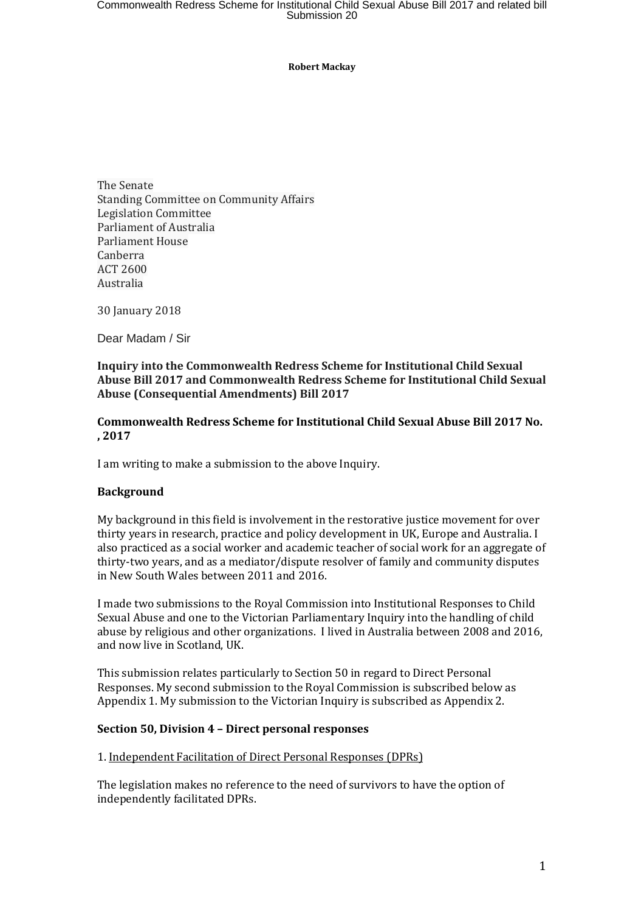**Robert Mackay**

The Senate
Standing Committee on Community Affairs
Legislation Committee
Parliament of Australia
Parliament House
Canberra
ACT 2600
Australia

30 January 2018

Dear Madam / Sir

**Inquiry into the Commonwealth Redress Scheme for Institutional Child Sexual Abuse Bill 2017 and Commonwealth Redress Scheme for Institutional Child Sexual Abuse (Consequential Amendments) Bill 2017**

**Commonwealth Redress Scheme for Institutional Child Sexual Abuse Bill 2017 No. , 2017**

I am writing to make a submission to the above Inquiry.

**Background**

My background in this field is involvement in the restorative justice movement for over thirty years in research, practice and policy development in UK, Europe and Australia. I also practiced as a social worker and academic teacher of social work for an aggregate of thirty-two years, and as a mediator/dispute resolver of family and community disputes in New South Wales between 2011 and 2016.

I made two submissions to the Royal Commission into Institutional Responses to Child Sexual Abuse and one to the Victorian Parliamentary Inquiry into the handling of child abuse by religious and other organizations. I lived in Australia between 2008 and 2016, and now live in Scotland, UK.

This submission relates particularly to Section 50 in regard to Direct Personal Responses. My second submission to the Royal Commission is subscribed below as Appendix 1. My submission to the Victorian Inquiry is subscribed as Appendix 2.

**Section 50, Division 4 – Direct personal responses**

1. Independent Facilitation of Direct Personal Responses (DPRs)

The legislation makes no reference to the need of survivors to have the option of independently facilitated DPRs.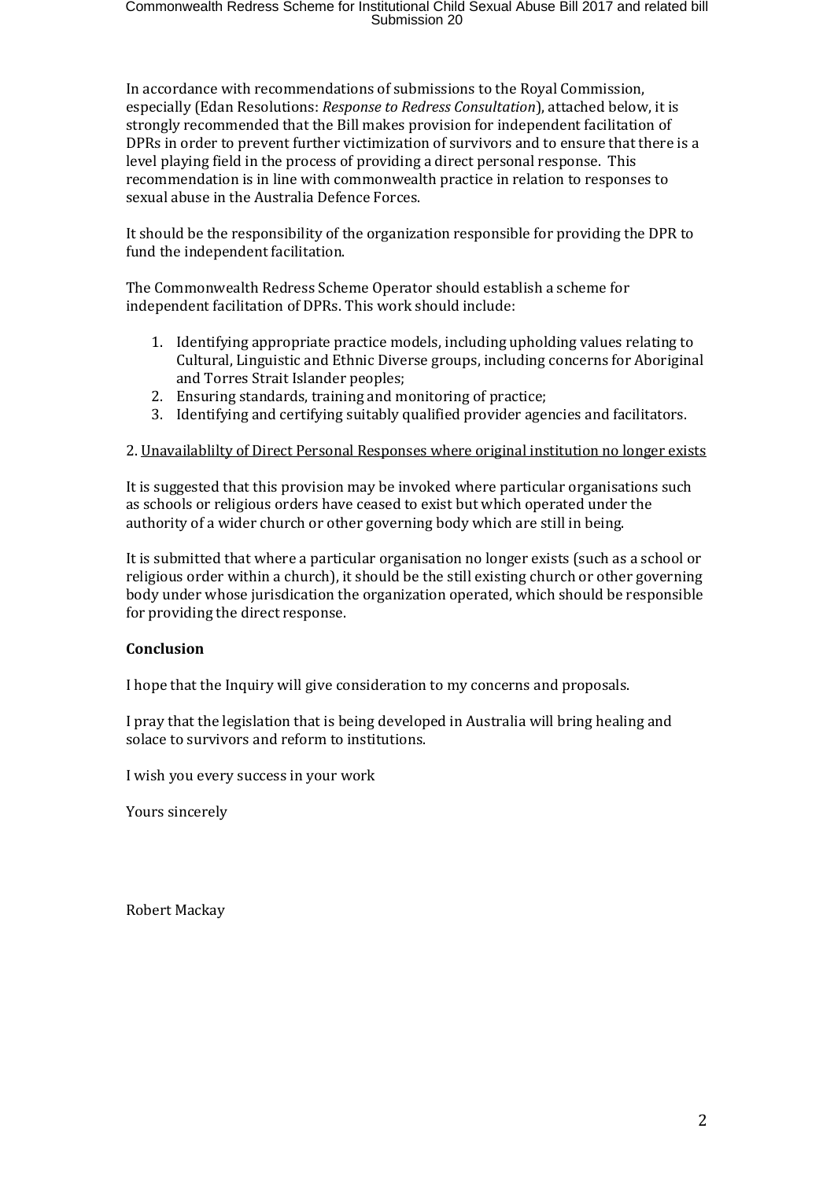In accordance with recommendations of submissions to the Royal Commission, especially (Edan Resolutions: *Response to Redress Consultation*), attached below, it is strongly recommended that the Bill makes provision for independent facilitation of DPRs in order to prevent further victimization of survivors and to ensure that there is a level playing field in the process of providing a direct personal response. This recommendation is in line with commonwealth practice in relation to responses to sexual abuse in the Australia Defence Forces.

It should be the responsibility of the organization responsible for providing the DPR to fund the independent facilitation.

The Commonwealth Redress Scheme Operator should establish a scheme for independent facilitation of DPRs. This work should include:

1. Identifying appropriate practice models, including upholding values relating to Cultural, Linguistic and Ethnic Diverse groups, including concerns for Aboriginal and Torres Strait Islander peoples;
2. Ensuring standards, training and monitoring of practice;
3. Identifying and certifying suitably qualified provider agencies and facilitators.

2. <u>Unavailablilty of Direct Personal Responses where original institution no longer exists</u>

It is suggested that this provision may be invoked where particular organisations such as schools or religious orders have ceased to exist but which operated under the authority of a wider church or other governing body which are still in being.

It is submitted that where a particular organisation no longer exists (such as a school or religious order within a church), it should be the still existing church or other governing body under whose jurisdication the organization operated, which should be responsible for providing the direct response.

**Conclusion**

I hope that the Inquiry will give consideration to my concerns and proposals.

I pray that the legislation that is being developed in Australia will bring healing and solace to survivors and reform to institutions.

I wish you every success in your work

Yours sincerely

Robert Mackay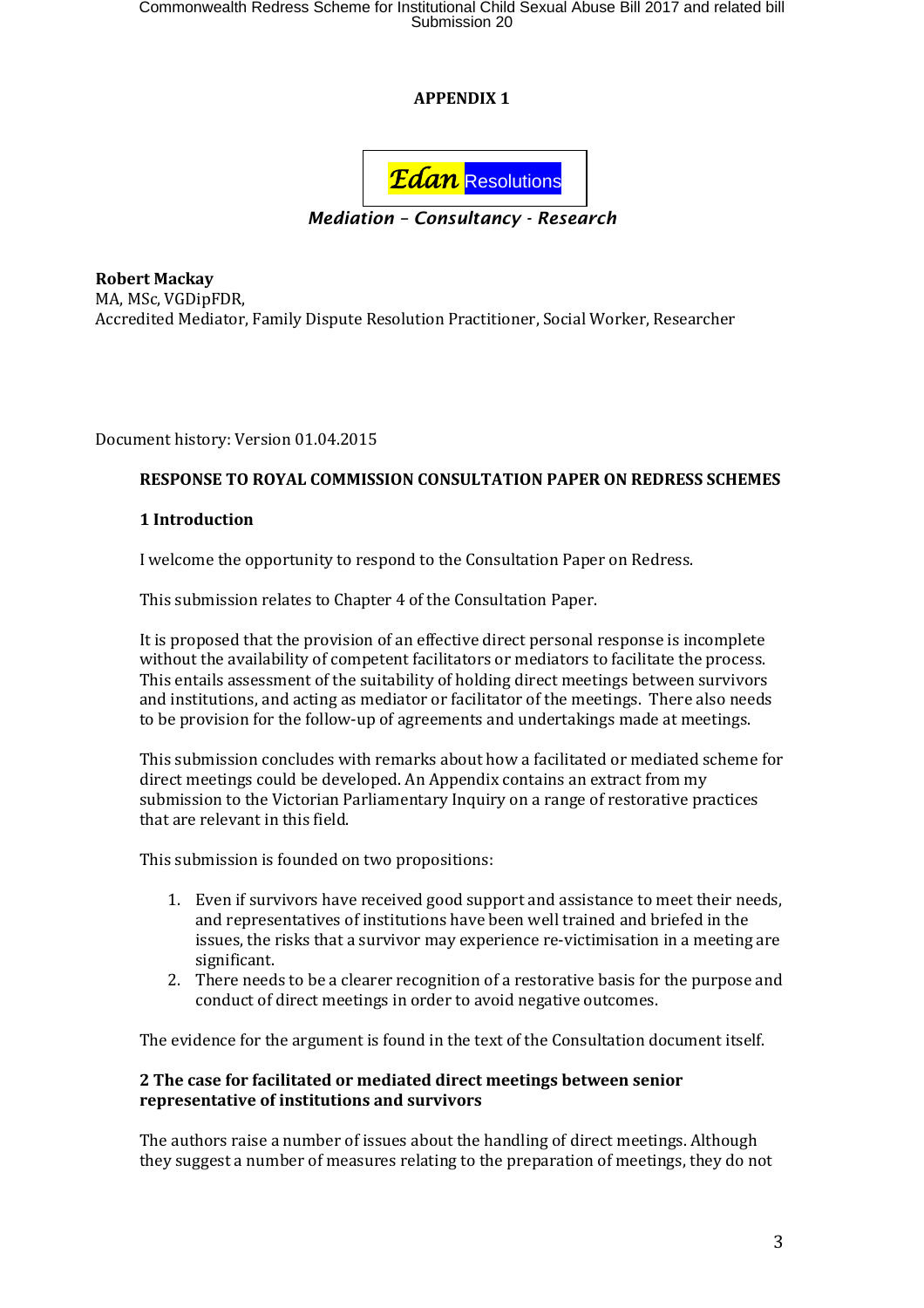**APPENDIX 1**

*Edan* Resolutions

***Mediation – Consultancy - Research***

**Robert Mackay**
MA, MSc, VGDipFDR,
Accredited Mediator, Family Dispute Resolution Practitioner, Social Worker, Researcher

Document history: Version 01.04.2015

**RESPONSE TO ROYAL COMMISSION CONSULTATION PAPER ON REDRESS SCHEMES**

## 1 Introduction

I welcome the opportunity to respond to the Consultation Paper on Redress.

This submission relates to Chapter 4 of the Consultation Paper.

It is proposed that the provision of an effective direct personal response is incomplete without the availability of competent facilitators or mediators to facilitate the process. This entails assessment of the suitability of holding direct meetings between survivors and institutions, and acting as mediator or facilitator of the meetings. There also needs to be provision for the follow-up of agreements and undertakings made at meetings.

This submission concludes with remarks about how a facilitated or mediated scheme for direct meetings could be developed. An Appendix contains an extract from my submission to the Victorian Parliamentary Inquiry on a range of restorative practices that are relevant in this field.

This submission is founded on two propositions:

1. Even if survivors have received good support and assistance to meet their needs, and representatives of institutions have been well trained and briefed in the issues, the risks that a survivor may experience re-victimisation in a meeting are significant.
2. There needs to be a clearer recognition of a restorative basis for the purpose and conduct of direct meetings in order to avoid negative outcomes.

The evidence for the argument is found in the text of the Consultation document itself.

## 2 The case for facilitated or mediated direct meetings between senior representative of institutions and survivors

The authors raise a number of issues about the handling of direct meetings. Although they suggest a number of measures relating to the preparation of meetings, they do not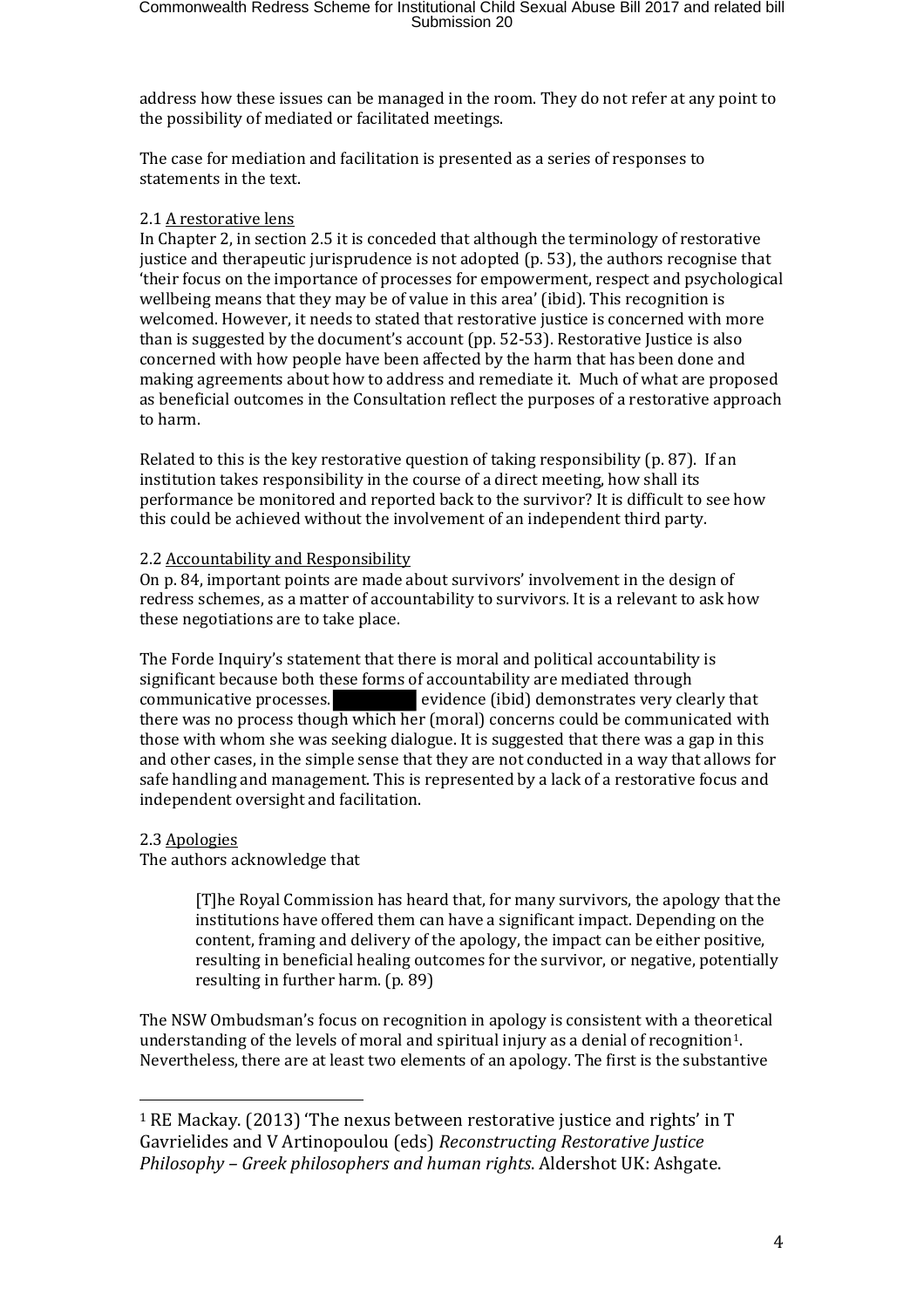address how these issues can be managed in the room. They do not refer at any point to the possibility of mediated or facilitated meetings.

The case for mediation and facilitation is presented as a series of responses to statements in the text.

2.1 A restorative lens

In Chapter 2, in section 2.5 it is conceded that although the terminology of restorative justice and therapeutic jurisprudence is not adopted (p. 53), the authors recognise that 'their focus on the importance of processes for empowerment, respect and psychological wellbeing means that they may be of value in this area' (ibid). This recognition is welcomed. However, it needs to stated that restorative justice is concerned with more than is suggested by the document's account (pp. 52-53). Restorative Justice is also concerned with how people have been affected by the harm that has been done and making agreements about how to address and remediate it. Much of what are proposed as beneficial outcomes in the Consultation reflect the purposes of a restorative approach to harm.

Related to this is the key restorative question of taking responsibility (p. 87). If an institution takes responsibility in the course of a direct meeting, how shall its performance be monitored and reported back to the survivor? It is difficult to see how this could be achieved without the involvement of an independent third party.

2.2 Accountability and Responsibility

On p. 84, important points are made about survivors' involvement in the design of redress schemes, as a matter of accountability to survivors. It is a relevant to ask how these negotiations are to take place.

The Forde Inquiry's statement that there is moral and political accountability is significant because both these forms of accountability are mediated through communicative processes. [REDACTED] evidence (ibid) demonstrates very clearly that there was no process though which her (moral) concerns could be communicated with those with whom she was seeking dialogue. It is suggested that there was a gap in this and other cases, in the simple sense that they are not conducted in a way that allows for safe handling and management. This is represented by a lack of a restorative focus and independent oversight and facilitation.

2.3 Apologies

The authors acknowledge that

> [T]he Royal Commission has heard that, for many survivors, the apology that the institutions have offered them can have a significant impact. Depending on the content, framing and delivery of the apology, the impact can be either positive, resulting in beneficial healing outcomes for the survivor, or negative, potentially resulting in further harm. (p. 89)

The NSW Ombudsman's focus on recognition in apology is consistent with a theoretical understanding of the levels of moral and spiritual injury as a denial of recognition[1]. Nevertheless, there are at least two elements of an apology. The first is the substantive

[1] RE Mackay. (2013) 'The nexus between restorative justice and rights' in T Gavrielides and V Artinopoulou (eds) *Reconstructing Restorative Justice Philosophy – Greek philosophers and human rights*. Aldershot UK: Ashgate.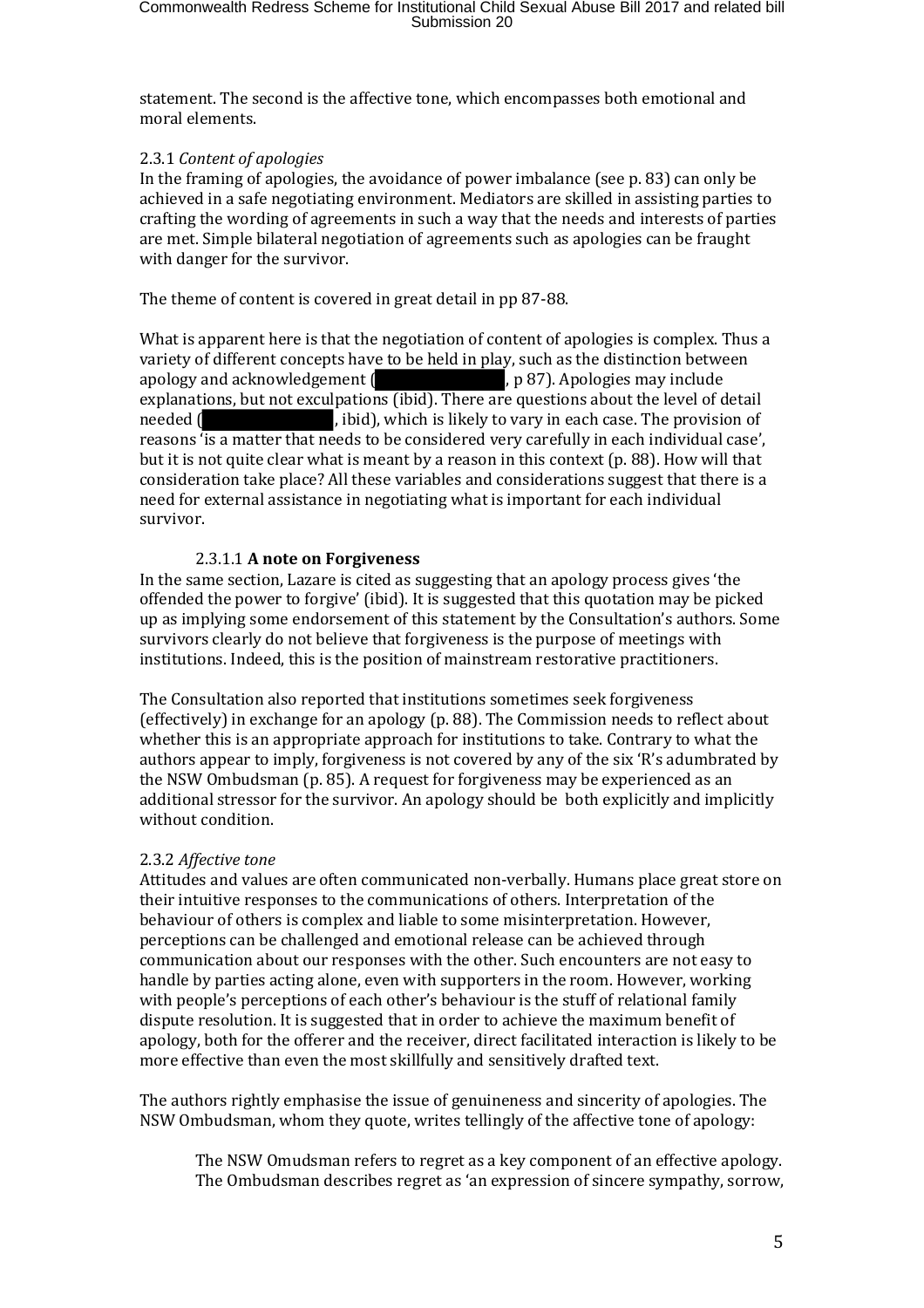statement. The second is the affective tone, which encompasses both emotional and moral elements.

2.3.1 *Content of apologies*

In the framing of apologies, the avoidance of power imbalance (see p. 83) can only be achieved in a safe negotiating environment. Mediators are skilled in assisting parties to crafting the wording of agreements in such a way that the needs and interests of parties are met. Simple bilateral negotiation of agreements such as apologies can be fraught with danger for the survivor.

The theme of content is covered in great detail in pp 87-88.

What is apparent here is that the negotiation of content of apologies is complex. Thus a variety of different concepts have to be held in play, such as the distinction between apology and acknowledgement ( , p 87). Apologies may include explanations, but not exculpations (ibid). There are questions about the level of detail needed ( , ibid), which is likely to vary in each case. The provision of reasons 'is a matter that needs to be considered very carefully in each individual case', but it is not quite clear what is meant by a reason in this context (p. 88). How will that consideration take place? All these variables and considerations suggest that there is a need for external assistance in negotiating what is important for each individual survivor.

2.3.1.1 **A note on Forgiveness**

In the same section, Lazare is cited as suggesting that an apology process gives 'the offended the power to forgive' (ibid). It is suggested that this quotation may be picked up as implying some endorsement of this statement by the Consultation's authors. Some survivors clearly do not believe that forgiveness is the purpose of meetings with institutions. Indeed, this is the position of mainstream restorative practitioners.

The Consultation also reported that institutions sometimes seek forgiveness (effectively) in exchange for an apology (p. 88). The Commission needs to reflect about whether this is an appropriate approach for institutions to take. Contrary to what the authors appear to imply, forgiveness is not covered by any of the six 'R's adumbrated by the NSW Ombudsman (p. 85). A request for forgiveness may be experienced as an additional stressor for the survivor. An apology should be both explicitly and implicitly without condition.

2.3.2 *Affective tone*

Attitudes and values are often communicated non-verbally. Humans place great store on their intuitive responses to the communications of others. Interpretation of the behaviour of others is complex and liable to some misinterpretation. However, perceptions can be challenged and emotional release can be achieved through communication about our responses with the other. Such encounters are not easy to handle by parties acting alone, even with supporters in the room. However, working with people's perceptions of each other's behaviour is the stuff of relational family dispute resolution. It is suggested that in order to achieve the maximum benefit of apology, both for the offerer and the receiver, direct facilitated interaction is likely to be more effective than even the most skillfully and sensitively drafted text.

The authors rightly emphasise the issue of genuineness and sincerity of apologies. The NSW Ombudsman, whom they quote, writes tellingly of the affective tone of apology:

> The NSW Omudsman refers to regret as a key component of an effective apology. The Ombudsman describes regret as 'an expression of sincere sympathy, sorrow,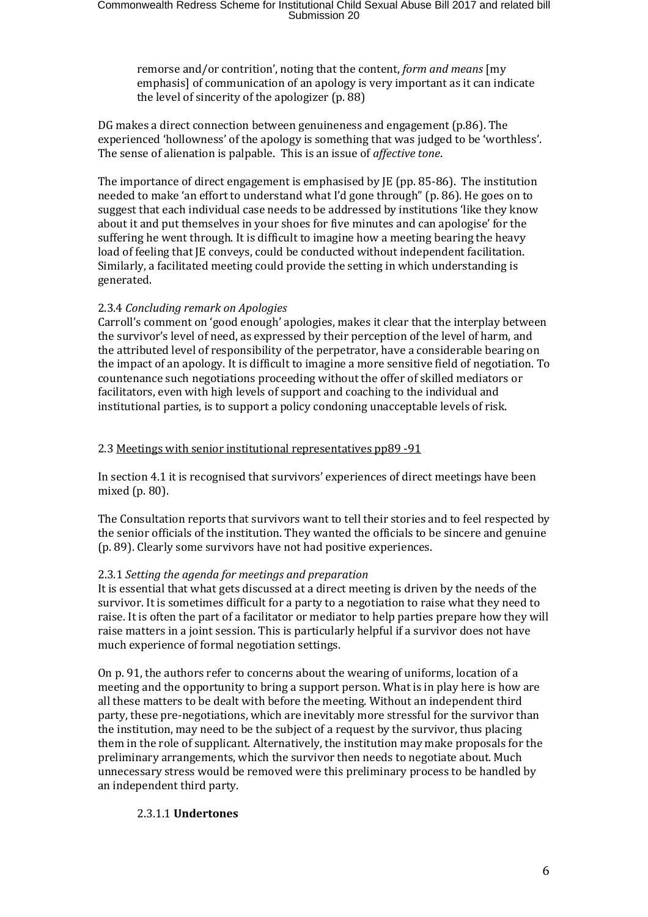remorse and/or contrition', noting that the content, *form and means* [my emphasis] of communication of an apology is very important as it can indicate the level of sincerity of the apologizer (p. 88)

DG makes a direct connection between genuineness and engagement (p.86). The experienced 'hollowness' of the apology is something that was judged to be 'worthless'. The sense of alienation is palpable. This is an issue of *affective tone*.

The importance of direct engagement is emphasised by JE (pp. 85-86). The institution needed to make 'an effort to understand what I'd gone through" (p. 86). He goes on to suggest that each individual case needs to be addressed by institutions 'like they know about it and put themselves in your shoes for five minutes and can apologise' for the suffering he went through. It is difficult to imagine how a meeting bearing the heavy load of feeling that JE conveys, could be conducted without independent facilitation. Similarly, a facilitated meeting could provide the setting in which understanding is generated.

2.3.4 *Concluding remark on Apologies*

Carroll's comment on 'good enough' apologies, makes it clear that the interplay between the survivor's level of need, as expressed by their perception of the level of harm, and the attributed level of responsibility of the perpetrator, have a considerable bearing on the impact of an apology. It is difficult to imagine a more sensitive field of negotiation. To countenance such negotiations proceeding without the offer of skilled mediators or facilitators, even with high levels of support and coaching to the individual and institutional parties, is to support a policy condoning unacceptable levels of risk.

2.3 <u>Meetings with senior institutional representatives pp89 -91</u>

In section 4.1 it is recognised that survivors' experiences of direct meetings have been mixed (p. 80).

The Consultation reports that survivors want to tell their stories and to feel respected by the senior officials of the institution. They wanted the officials to be sincere and genuine (p. 89). Clearly some survivors have not had positive experiences.

2.3.1 *Setting the agenda for meetings and preparation*

It is essential that what gets discussed at a direct meeting is driven by the needs of the survivor. It is sometimes difficult for a party to a negotiation to raise what they need to raise. It is often the part of a facilitator or mediator to help parties prepare how they will raise matters in a joint session. This is particularly helpful if a survivor does not have much experience of formal negotiation settings.

On p. 91, the authors refer to concerns about the wearing of uniforms, location of a meeting and the opportunity to bring a support person. What is in play here is how are all these matters to be dealt with before the meeting. Without an independent third party, these pre-negotiations, which are inevitably more stressful for the survivor than the institution, may need to be the subject of a request by the survivor, thus placing them in the role of supplicant. Alternatively, the institution may make proposals for the preliminary arrangements, which the survivor then needs to negotiate about. Much unnecessary stress would be removed were this preliminary process to be handled by an independent third party.

2.3.1.1 **Undertones**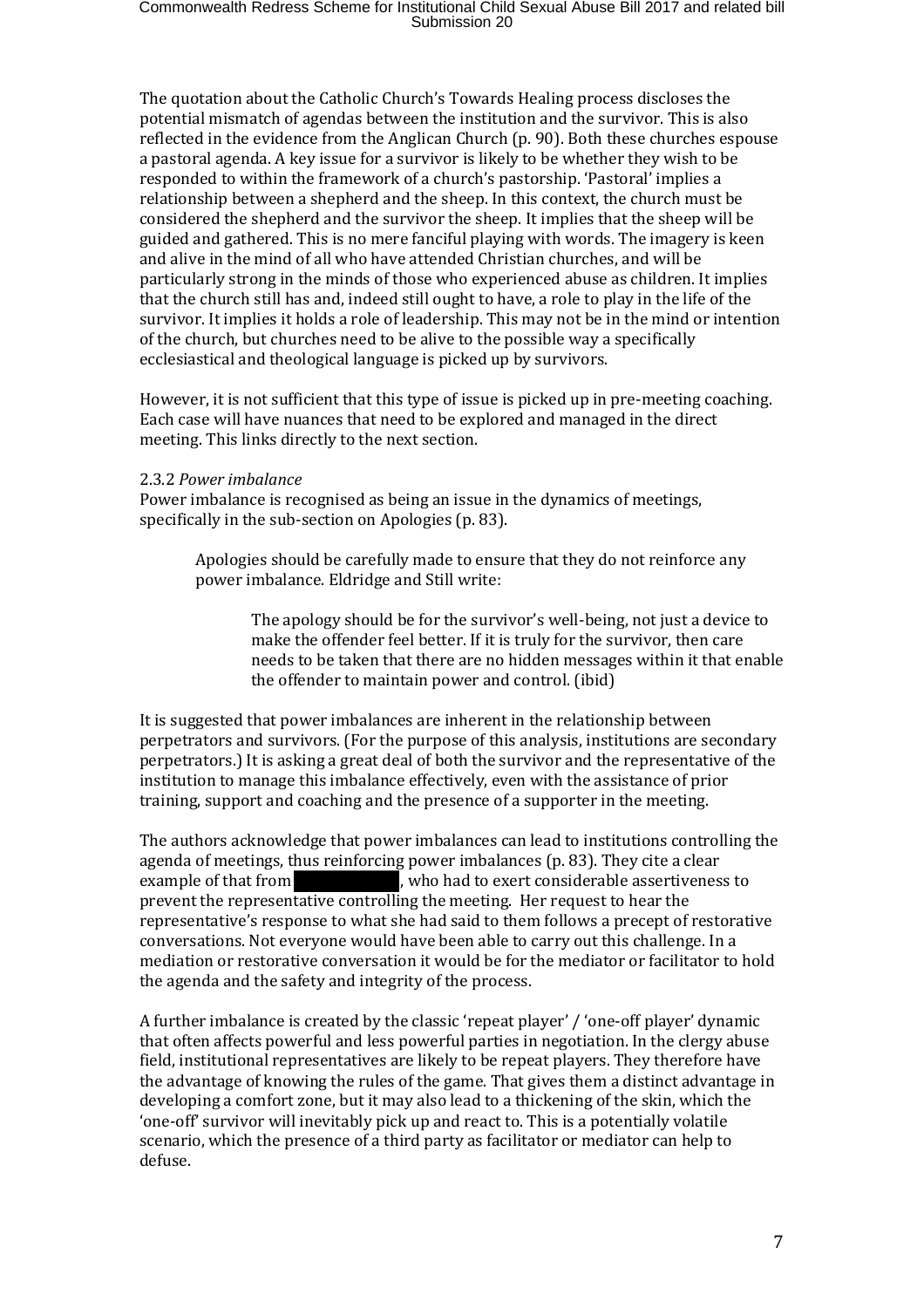The quotation about the Catholic Church's Towards Healing process discloses the potential mismatch of agendas between the institution and the survivor. This is also reflected in the evidence from the Anglican Church (p. 90). Both these churches espouse a pastoral agenda. A key issue for a survivor is likely to be whether they wish to be responded to within the framework of a church's pastorship. 'Pastoral' implies a relationship between a shepherd and the sheep. In this context, the church must be considered the shepherd and the survivor the sheep. It implies that the sheep will be guided and gathered. This is no mere fanciful playing with words. The imagery is keen and alive in the mind of all who have attended Christian churches, and will be particularly strong in the minds of those who experienced abuse as children. It implies that the church still has and, indeed still ought to have, a role to play in the life of the survivor. It implies it holds a role of leadership. This may not be in the mind or intention of the church, but churches need to be alive to the possible way a specifically ecclesiastical and theological language is picked up by survivors.

However, it is not sufficient that this type of issue is picked up in pre-meeting coaching. Each case will have nuances that need to be explored and managed in the direct meeting. This links directly to the next section.

2.3.2 *Power imbalance*

Power imbalance is recognised as being an issue in the dynamics of meetings, specifically in the sub-section on Apologies (p. 83).

> Apologies should be carefully made to ensure that they do not reinforce any power imbalance. Eldridge and Still write:
>
> > The apology should be for the survivor's well-being, not just a device to make the offender feel better. If it is truly for the survivor, then care needs to be taken that there are no hidden messages within it that enable the offender to maintain power and control. (ibid)

It is suggested that power imbalances are inherent in the relationship between perpetrators and survivors. (For the purpose of this analysis, institutions are secondary perpetrators.) It is asking a great deal of both the survivor and the representative of the institution to manage this imbalance effectively, even with the assistance of prior training, support and coaching and the presence of a supporter in the meeting.

The authors acknowledge that power imbalances can lead to institutions controlling the agenda of meetings, thus reinforcing power imbalances (p. 83). They cite a clear example of that from [redacted], who had to exert considerable assertiveness to prevent the representative controlling the meeting. Her request to hear the representative's response to what she had said to them follows a precept of restorative conversations. Not everyone would have been able to carry out this challenge. In a mediation or restorative conversation it would be for the mediator or facilitator to hold the agenda and the safety and integrity of the process.

A further imbalance is created by the classic 'repeat player' / 'one-off player' dynamic that often affects powerful and less powerful parties in negotiation. In the clergy abuse field, institutional representatives are likely to be repeat players. They therefore have the advantage of knowing the rules of the game. That gives them a distinct advantage in developing a comfort zone, but it may also lead to a thickening of the skin, which the 'one-off' survivor will inevitably pick up and react to. This is a potentially volatile scenario, which the presence of a third party as facilitator or mediator can help to defuse.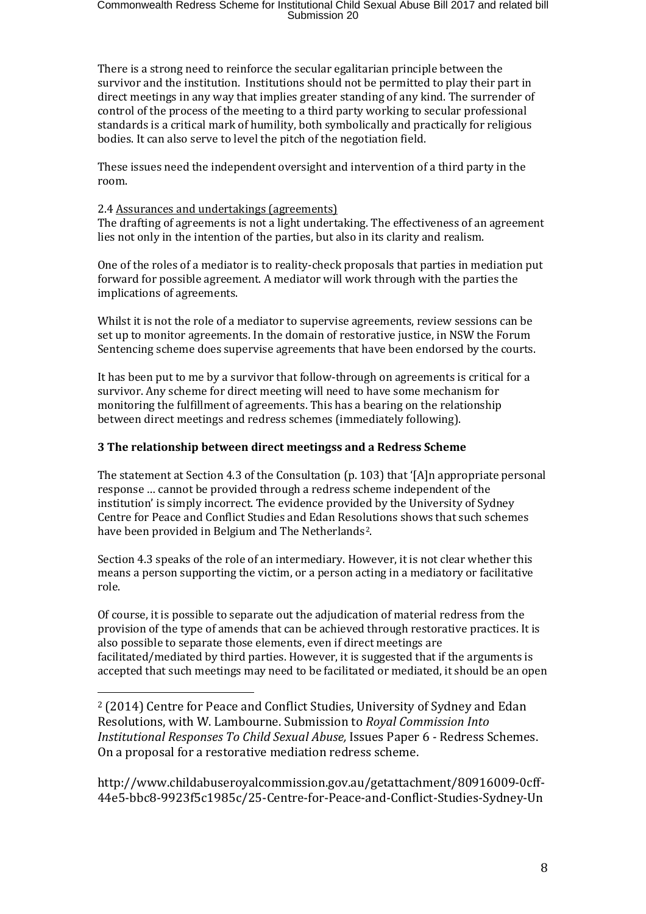There is a strong need to reinforce the secular egalitarian principle between the survivor and the institution. Institutions should not be permitted to play their part in direct meetings in any way that implies greater standing of any kind. The surrender of control of the process of the meeting to a third party working to secular professional standards is a critical mark of humility, both symbolically and practically for religious bodies. It can also serve to level the pitch of the negotiation field.

These issues need the independent oversight and intervention of a third party in the room.

2.4 Assurances and undertakings (agreements)

The drafting of agreements is not a light undertaking. The effectiveness of an agreement lies not only in the intention of the parties, but also in its clarity and realism.

One of the roles of a mediator is to reality-check proposals that parties in mediation put forward for possible agreement. A mediator will work through with the parties the implications of agreements.

Whilst it is not the role of a mediator to supervise agreements, review sessions can be set up to monitor agreements. In the domain of restorative justice, in NSW the Forum Sentencing scheme does supervise agreements that have been endorsed by the courts.

It has been put to me by a survivor that follow-through on agreements is critical for a survivor. Any scheme for direct meeting will need to have some mechanism for monitoring the fulfillment of agreements. This has a bearing on the relationship between direct meetings and redress schemes (immediately following).

## 3 The relationship between direct meetingss and a Redress Scheme

The statement at Section 4.3 of the Consultation (p. 103) that '[A]n appropriate personal response … cannot be provided through a redress scheme independent of the institution' is simply incorrect. The evidence provided by the University of Sydney Centre for Peace and Conflict Studies and Edan Resolutions shows that such schemes have been provided in Belgium and The Netherlands[2].

Section 4.3 speaks of the role of an intermediary. However, it is not clear whether this means a person supporting the victim, or a person acting in a mediatory or facilitative role.

Of course, it is possible to separate out the adjudication of material redress from the provision of the type of amends that can be achieved through restorative practices. It is also possible to separate those elements, even if direct meetings are facilitated/mediated by third parties. However, it is suggested that if the arguments is accepted that such meetings may need to be facilitated or mediated, it should be an open

---

[2] (2014) Centre for Peace and Conflict Studies, University of Sydney and Edan Resolutions, with W. Lambourne. Submission to *Royal Commission Into Institutional Responses To Child Sexual Abuse,* Issues Paper 6 - Redress Schemes. On a proposal for a restorative mediation redress scheme.

http://www.childabuseroyalcommission.gov.au/getattachment/80916009-0cff-44e5-bbc8-9923f5c1985c/25-Centre-for-Peace-and-Conflict-Studies-Sydney-Un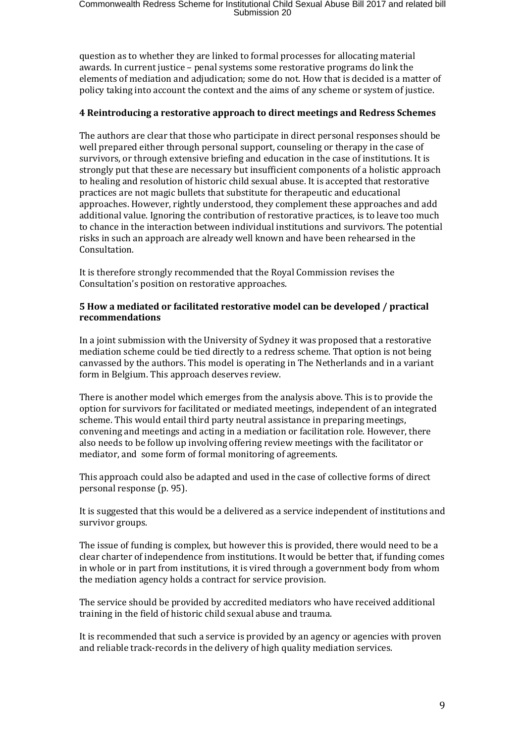question as to whether they are linked to formal processes for allocating material awards. In current justice – penal systems some restorative programs do link the elements of mediation and adjudication; some do not. How that is decided is a matter of policy taking into account the context and the aims of any scheme or system of justice.

**4 Reintroducing a restorative approach to direct meetings and Redress Schemes**

The authors are clear that those who participate in direct personal responses should be well prepared either through personal support, counseling or therapy in the case of survivors, or through extensive briefing and education in the case of institutions. It is strongly put that these are necessary but insufficient components of a holistic approach to healing and resolution of historic child sexual abuse. It is accepted that restorative practices are not magic bullets that substitute for therapeutic and educational approaches. However, rightly understood, they complement these approaches and add additional value. Ignoring the contribution of restorative practices, is to leave too much to chance in the interaction between individual institutions and survivors. The potential risks in such an approach are already well known and have been rehearsed in the Consultation.

It is therefore strongly recommended that the Royal Commission revises the Consultation's position on restorative approaches.

**5 How a mediated or facilitated restorative model can be developed / practical recommendations**

In a joint submission with the University of Sydney it was proposed that a restorative mediation scheme could be tied directly to a redress scheme. That option is not being canvassed by the authors. This model is operating in The Netherlands and in a variant form in Belgium. This approach deserves review.

There is another model which emerges from the analysis above. This is to provide the option for survivors for facilitated or mediated meetings, independent of an integrated scheme. This would entail third party neutral assistance in preparing meetings, convening and meetings and acting in a mediation or facilitation role. However, there also needs to be follow up involving offering review meetings with the facilitator or mediator, and some form of formal monitoring of agreements.

This approach could also be adapted and used in the case of collective forms of direct personal response (p. 95).

It is suggested that this would be a delivered as a service independent of institutions and survivor groups.

The issue of funding is complex, but however this is provided, there would need to be a clear charter of independence from institutions. It would be better that, if funding comes in whole or in part from institutions, it is vired through a government body from whom the mediation agency holds a contract for service provision.

The service should be provided by accredited mediators who have received additional training in the field of historic child sexual abuse and trauma.

It is recommended that such a service is provided by an agency or agencies with proven and reliable track-records in the delivery of high quality mediation services.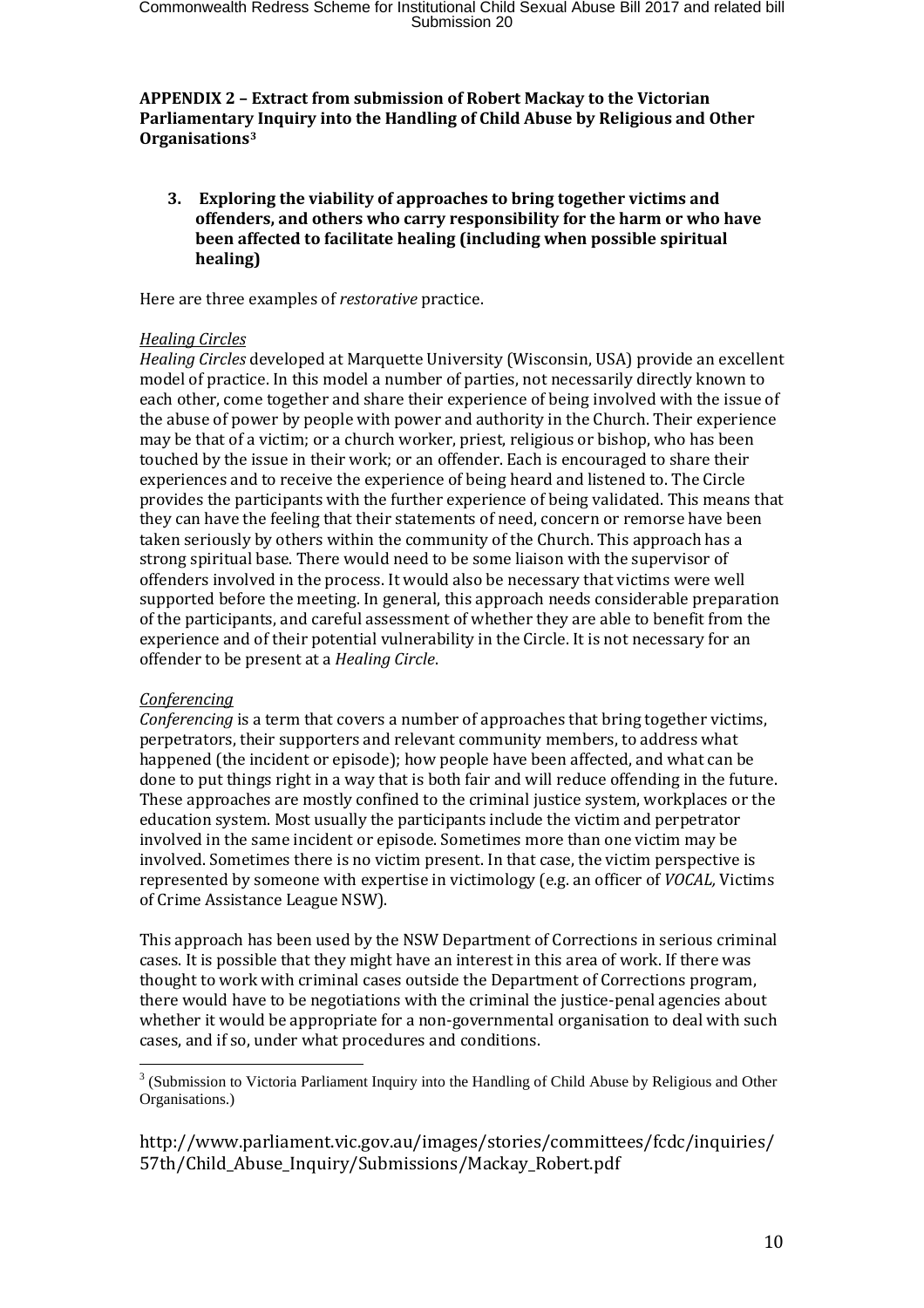**APPENDIX 2 – Extract from submission of Robert Mackay to the Victorian Parliamentary Inquiry into the Handling of Child Abuse by Religious and Other Organisations**[3]

**3. Exploring the viability of approaches to bring together victims and offenders, and others who carry responsibility for the harm or who have been affected to facilitate healing (including when possible spiritual healing)**

Here are three examples of *restorative* practice.

*Healing Circles*

*Healing Circles* developed at Marquette University (Wisconsin, USA) provide an excellent model of practice. In this model a number of parties, not necessarily directly known to each other, come together and share their experience of being involved with the issue of the abuse of power by people with power and authority in the Church. Their experience may be that of a victim; or a church worker, priest, religious or bishop, who has been touched by the issue in their work; or an offender. Each is encouraged to share their experiences and to receive the experience of being heard and listened to. The Circle provides the participants with the further experience of being validated. This means that they can have the feeling that their statements of need, concern or remorse have been taken seriously by others within the community of the Church. This approach has a strong spiritual base. There would need to be some liaison with the supervisor of offenders involved in the process. It would also be necessary that victims were well supported before the meeting. In general, this approach needs considerable preparation of the participants, and careful assessment of whether they are able to benefit from the experience and of their potential vulnerability in the Circle. It is not necessary for an offender to be present at a *Healing Circle*.

*Conferencing*

*Conferencing* is a term that covers a number of approaches that bring together victims, perpetrators, their supporters and relevant community members, to address what happened (the incident or episode); how people have been affected, and what can be done to put things right in a way that is both fair and will reduce offending in the future. These approaches are mostly confined to the criminal justice system, workplaces or the education system. Most usually the participants include the victim and perpetrator involved in the same incident or episode. Sometimes more than one victim may be involved. Sometimes there is no victim present. In that case, the victim perspective is represented by someone with expertise in victimology (e.g. an officer of *VOCAL,* Victims of Crime Assistance League NSW).

This approach has been used by the NSW Department of Corrections in serious criminal cases. It is possible that they might have an interest in this area of work. If there was thought to work with criminal cases outside the Department of Corrections program, there would have to be negotiations with the criminal the justice-penal agencies about whether it would be appropriate for a non-governmental organisation to deal with such cases, and if so, under what procedures and conditions.

---

[3] (Submission to Victoria Parliament Inquiry into the Handling of Child Abuse by Religious and Other Organisations.)

http://www.parliament.vic.gov.au/images/stories/committees/fcdc/inquiries/57th/Child_Abuse_Inquiry/Submissions/Mackay_Robert.pdf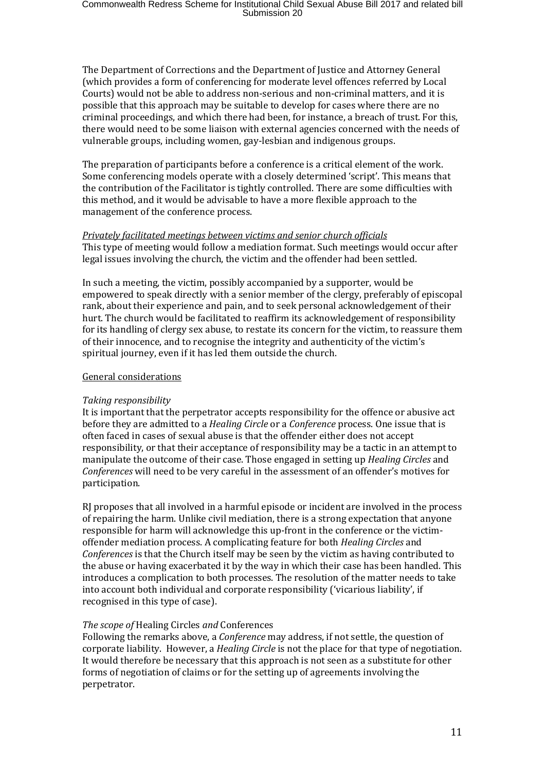The Department of Corrections and the Department of Justice and Attorney General (which provides a form of conferencing for moderate level offences referred by Local Courts) would not be able to address non-serious and non-criminal matters, and it is possible that this approach may be suitable to develop for cases where there are no criminal proceedings, and which there had been, for instance, a breach of trust. For this, there would need to be some liaison with external agencies concerned with the needs of vulnerable groups, including women, gay-lesbian and indigenous groups.

The preparation of participants before a conference is a critical element of the work. Some conferencing models operate with a closely determined 'script'. This means that the contribution of the Facilitator is tightly controlled. There are some difficulties with this method, and it would be advisable to have a more flexible approach to the management of the conference process.

*Privately facilitated meetings between victims and senior church officials*

This type of meeting would follow a mediation format. Such meetings would occur after legal issues involving the church, the victim and the offender had been settled.

In such a meeting, the victim, possibly accompanied by a supporter, would be empowered to speak directly with a senior member of the clergy, preferably of episcopal rank, about their experience and pain, and to seek personal acknowledgement of their hurt. The church would be facilitated to reaffirm its acknowledgement of responsibility for its handling of clergy sex abuse, to restate its concern for the victim, to reassure them of their innocence, and to recognise the integrity and authenticity of the victim's spiritual journey, even if it has led them outside the church.

General considerations

*Taking responsibility*

It is important that the perpetrator accepts responsibility for the offence or abusive act before they are admitted to a *Healing Circle* or a *Conference* process. One issue that is often faced in cases of sexual abuse is that the offender either does not accept responsibility, or that their acceptance of responsibility may be a tactic in an attempt to manipulate the outcome of their case. Those engaged in setting up *Healing Circles* and *Conferences* will need to be very careful in the assessment of an offender's motives for participation.

RJ proposes that all involved in a harmful episode or incident are involved in the process of repairing the harm. Unlike civil mediation, there is a strong expectation that anyone responsible for harm will acknowledge this up-front in the conference or the victim-offender mediation process. A complicating feature for both *Healing Circles* and *Conferences* is that the Church itself may be seen by the victim as having contributed to the abuse or having exacerbated it by the way in which their case has been handled. This introduces a complication to both processes. The resolution of the matter needs to take into account both individual and corporate responsibility ('vicarious liability', if recognised in this type of case).

*The scope of* Healing Circles *and* Conferences

Following the remarks above, a *Conference* may address, if not settle, the question of corporate liability. However, a *Healing Circle* is not the place for that type of negotiation. It would therefore be necessary that this approach is not seen as a substitute for other forms of negotiation of claims or for the setting up of agreements involving the perpetrator.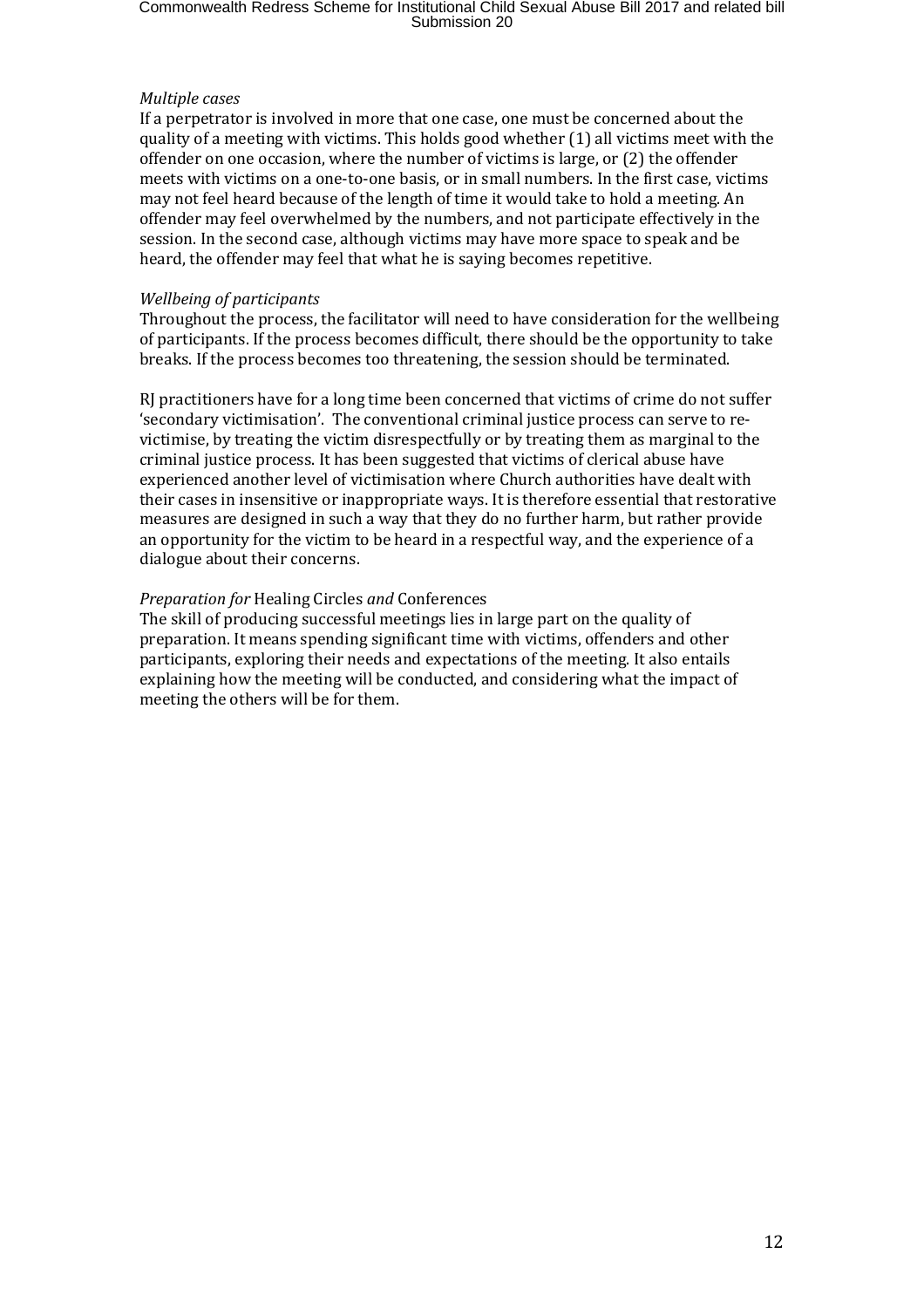*Multiple cases*

If a perpetrator is involved in more that one case, one must be concerned about the quality of a meeting with victims. This holds good whether (1) all victims meet with the offender on one occasion, where the number of victims is large, or (2) the offender meets with victims on a one-to-one basis, or in small numbers. In the first case, victims may not feel heard because of the length of time it would take to hold a meeting. An offender may feel overwhelmed by the numbers, and not participate effectively in the session. In the second case, although victims may have more space to speak and be heard, the offender may feel that what he is saying becomes repetitive.

*Wellbeing of participants*

Throughout the process, the facilitator will need to have consideration for the wellbeing of participants. If the process becomes difficult, there should be the opportunity to take breaks. If the process becomes too threatening, the session should be terminated.

RJ practitioners have for a long time been concerned that victims of crime do not suffer 'secondary victimisation'. The conventional criminal justice process can serve to re-victimise, by treating the victim disrespectfully or by treating them as marginal to the criminal justice process. It has been suggested that victims of clerical abuse have experienced another level of victimisation where Church authorities have dealt with their cases in insensitive or inappropriate ways. It is therefore essential that restorative measures are designed in such a way that they do no further harm, but rather provide an opportunity for the victim to be heard in a respectful way, and the experience of a dialogue about their concerns.

*Preparation for* Healing Circles *and* Conferences

The skill of producing successful meetings lies in large part on the quality of preparation. It means spending significant time with victims, offenders and other participants, exploring their needs and expectations of the meeting. It also entails explaining how the meeting will be conducted, and considering what the impact of meeting the others will be for them.